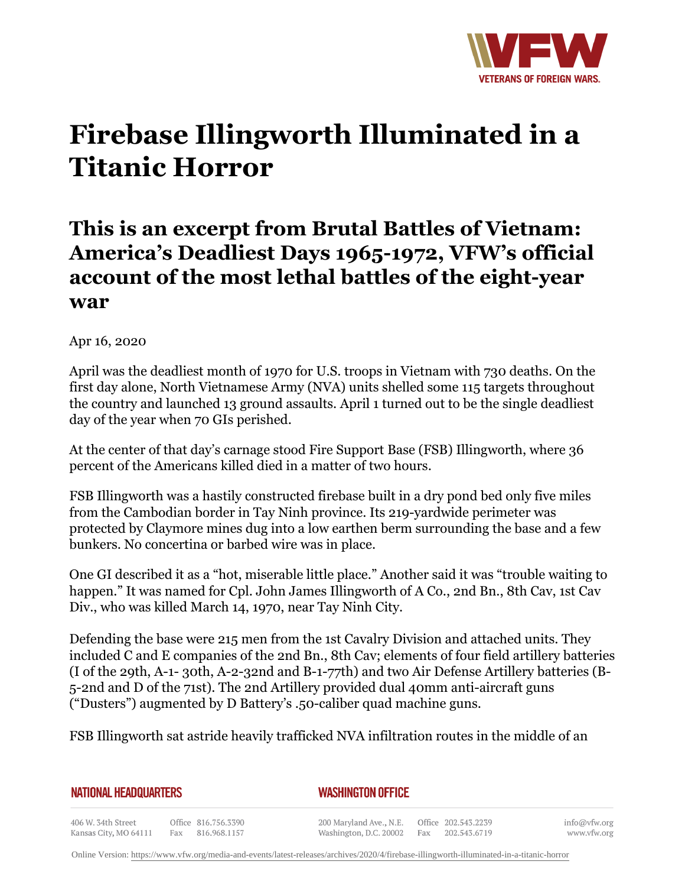# Firebase Illingworth Illuminated in a Titanic Horror

## This is an excerpt from Brutal Battles of Vietnam: America's Deadliest Days 1965-1972, VFW's official account of the most lethal battles of the eight-year war

Apr 16, 2020

April was the deadliest month of 1970 for U.S. troops in Vietnam with 730 deaths. On the first day alone, North Vietnamese Army (NVA) units shelled some 115 targets throughout the country and launched 13 ground assaults. April 1 turned out to be the single deadliest day of the year when 70 GIs perished.

At the center of that day's carnage stood Fire Support Base (FSB) Illingworth, where 36 percent of the Americans killed died in a matter of two hours.

FSB Illingworth was a hastily constructed firebase built in a dry pond bed only five miles from the Cambodian border in Tay Ninh province. Its 219-yardwide perimeter was protected by Claymore mines dug into a low earthen berm surrounding the base and a few bunkers. No concertina or barbed wire was in place.

One GI described it as a "hot, miserable little place." Another said it was "trouble waiting to happen." It was named for Cpl. John James Illingworth of A Co., 2nd Bn., 8th Cav, 1st Cav Div., who was killed March 14, 1970, near Tay Ninh City.

Defending the base were 215 men from the 1st Cavalry Division and attached units. They included C and E companies of the 2nd Bn., 8th Cav; elements of four field artillery batteries (I of the 29th, A-1- 30th, A-2-32nd and B-1-77th) and two Air Defense Artillery batteries (B-5-2nd and D of the 71st). The 2nd Artillery provided dual 40mm anti-aircraft guns ("Dusters") augmented by D Battery's .50-caliber quad machine guns.

FSB Illingworth sat astride heavily trafficked NVA infiltration routes in the middle of an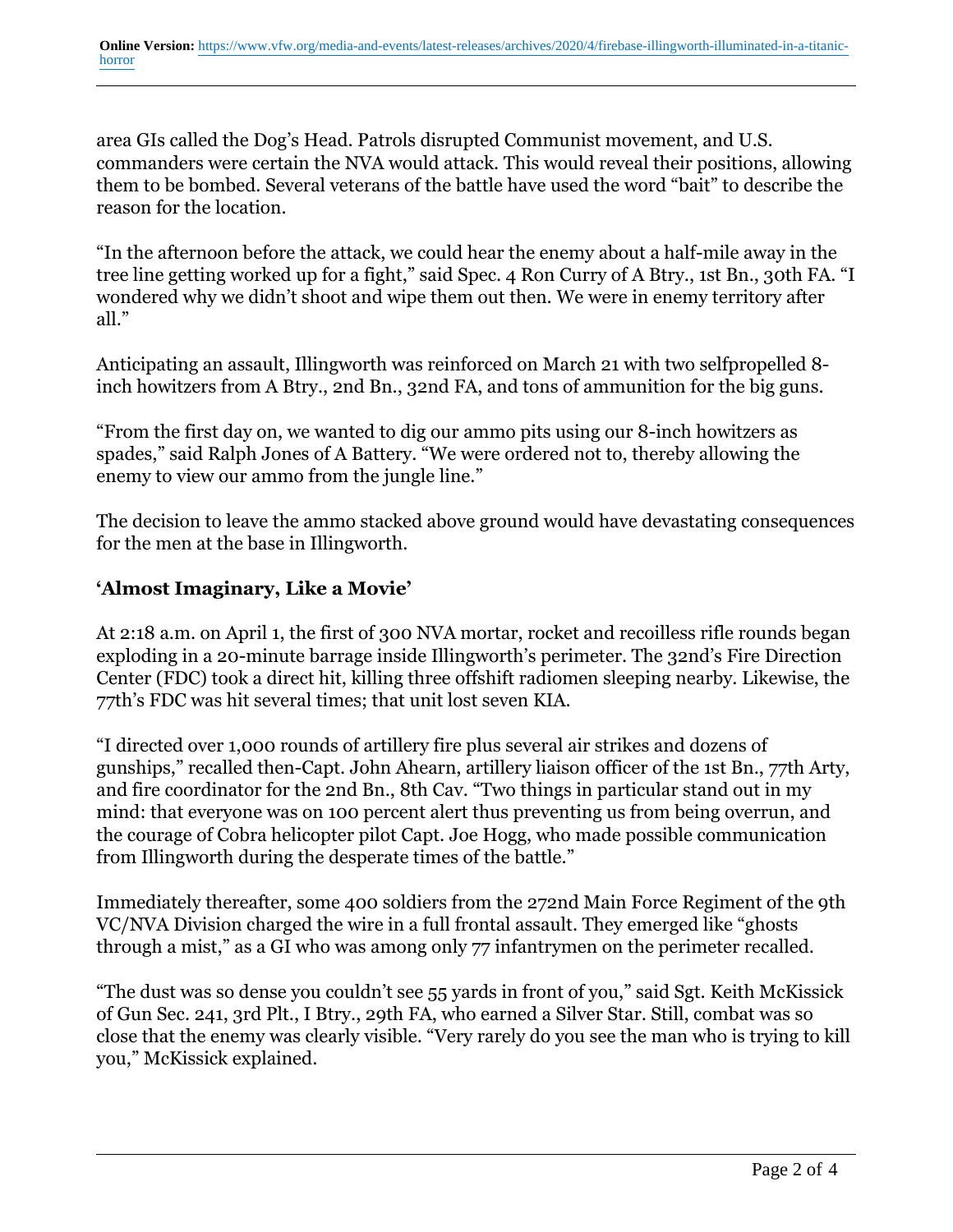area GIs called the Dog's Head. Patrols disrupted Communist movement, and U.S. commanders were certain the NVA would attack. This would reveal their positions, allowing them to be bombed. Several veterans of the battle have used the word "bait" to describe the reason for the location.

"In the afternoon before the attack, we could hear the enemy about a half-mile away in the tree line getting worked up for a fight," said Spec. 4 Ron Curry of A Btry., 1st Bn., 30th FA. "I wondered why we didn't shoot and wipe them out then. We were in enemy territory after all."

Anticipating an assault, Illingworth was reinforced on March 21 with two selfpropelled 8-inch howitzers from A Btry., 2nd Bn., 32nd FA, and tons of ammunition for the big guns.

"From the first day on, we wanted to dig our ammo pits using our 8-inch howitzers as spades," said Ralph Jones of A Battery. "We were ordered not to, thereby allowing the enemy to view our ammo from the jungle line."

The decision to leave the ammo stacked above ground would have devastating consequences for the men at the base in Illingworth.

### 'Almost Imaginary, Like a Movie'

At 2:18 a.m. on April 1, the first of 300 NVA mortar, rocket and recoilless rifle rounds began exploding in a 20-minute barrage inside Illingworth's perimeter. The 32nd's Fire Direction Center (FDC) took a direct hit, killing three offshift radiomen sleeping nearby. Likewise, the 77th's FDC was hit several times; that unit lost seven KIA.

"I directed over 1,000 rounds of artillery fire plus several air strikes and dozens of gunships," recalled then-Capt. John Ahearn, artillery liaison officer of the 1st Bn., 77th Arty, and fire coordinator for the 2nd Bn., 8th Cav. "Two things in particular stand out in my mind: that everyone was on 100 percent alert thus preventing us from being overrun, and the courage of Cobra helicopter pilot Capt. Joe Hogg, who made possible communication from Illingworth during the desperate times of the battle."

Immediately thereafter, some 400 soldiers from the 272nd Main Force Regiment of the 9th VC/NVA Division charged the wire in a full frontal assault. They emerged like "ghosts through a mist," as a GI who was among only 77 infantrymen on the perimeter recalled.

"The dust was so dense you couldn't see 55 yards in front of you," said Sgt. Keith McKissick of Gun Sec. 241, 3rd Plt., I Btry., 29th FA, who earned a Silver Star. Still, combat was so close that the enemy was clearly visible. "Very rarely do you see the man who is trying to kill you," McKissick explained.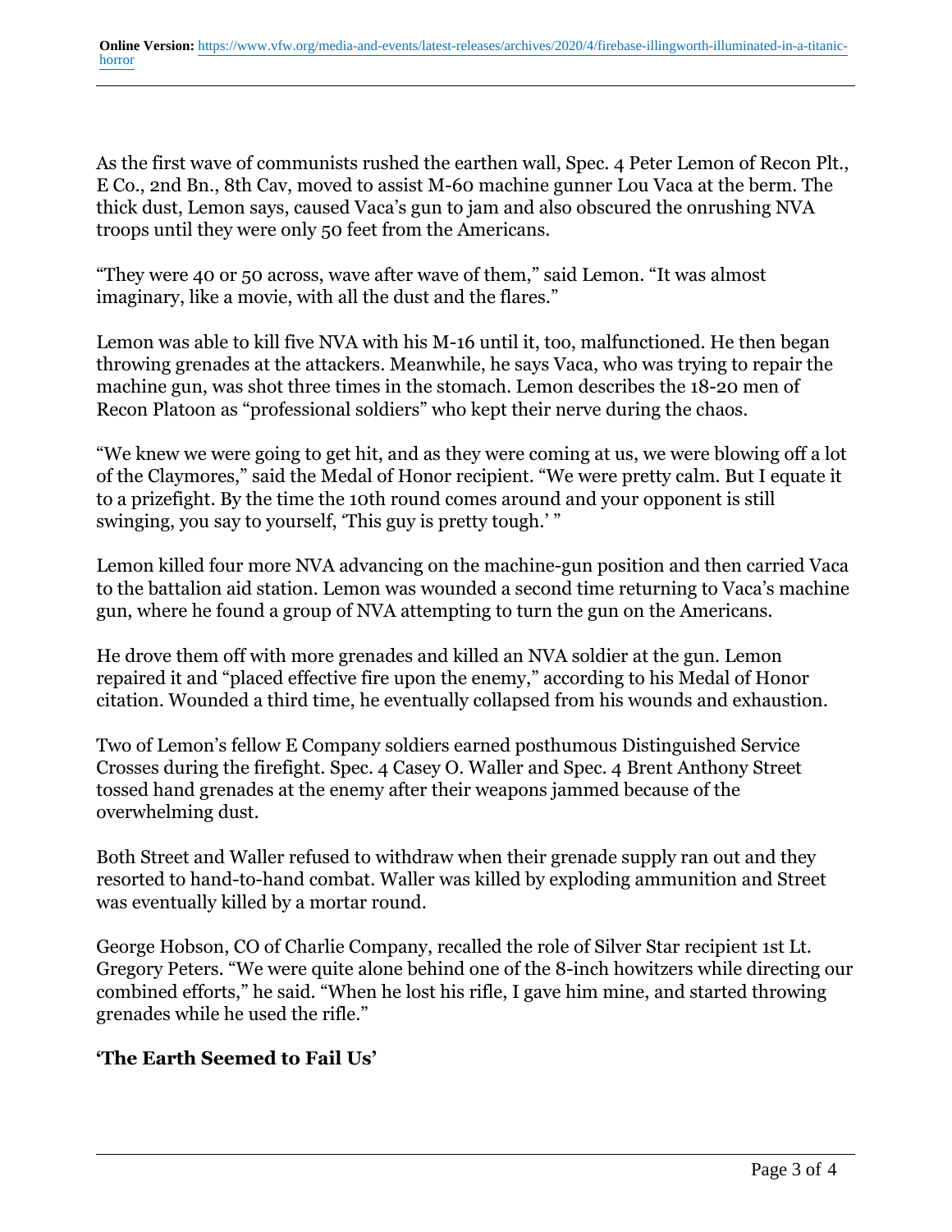As the first wave of communists rushed the earthen wall, Spec. 4 Peter Lemon of Recon Plt., E Co., 2nd Bn., 8th Cav, moved to assist M-60 machine gunner Lou Vaca at the berm. The thick dust, Lemon says, caused Vaca's gun to jam and also obscured the onrushing NVA troops until they were only 50 feet from the Americans.

"They were 40 or 50 across, wave after wave of them," said Lemon. "It was almost imaginary, like a movie, with all the dust and the flares."

Lemon was able to kill five NVA with his M-16 until it, too, malfunctioned. He then began throwing grenades at the attackers. Meanwhile, he says Vaca, who was trying to repair the machine gun, was shot three times in the stomach. Lemon describes the 18-20 men of Recon Platoon as "professional soldiers" who kept their nerve during the chaos.

"We knew we were going to get hit, and as they were coming at us, we were blowing off a lot of the Claymores," said the Medal of Honor recipient. "We were pretty calm. But I equate it to a prizefight. By the time the 10th round comes around and your opponent is still swinging, you say to yourself, 'This guy is pretty tough.' "

Lemon killed four more NVA advancing on the machine-gun position and then carried Vaca to the battalion aid station. Lemon was wounded a second time returning to Vaca's machine gun, where he found a group of NVA attempting to turn the gun on the Americans.

He drove them off with more grenades and killed an NVA soldier at the gun. Lemon repaired it and "placed effective fire upon the enemy," according to his Medal of Honor citation. Wounded a third time, he eventually collapsed from his wounds and exhaustion.

Two of Lemon's fellow E Company soldiers earned posthumous Distinguished Service Crosses during the firefight. Spec. 4 Casey O. Waller and Spec. 4 Brent Anthony Street tossed hand grenades at the enemy after their weapons jammed because of the overwhelming dust.

Both Street and Waller refused to withdraw when their grenade supply ran out and they resorted to hand-to-hand combat. Waller was killed by exploding ammunition and Street was eventually killed by a mortar round.

George Hobson, CO of Charlie Company, recalled the role of Silver Star recipient 1st Lt. Gregory Peters. "We were quite alone behind one of the 8-inch howitzers while directing our combined efforts," he said. "When he lost his rifle, I gave him mine, and started throwing grenades while he used the rifle."

## 'The Earth Seemed to Fail Us'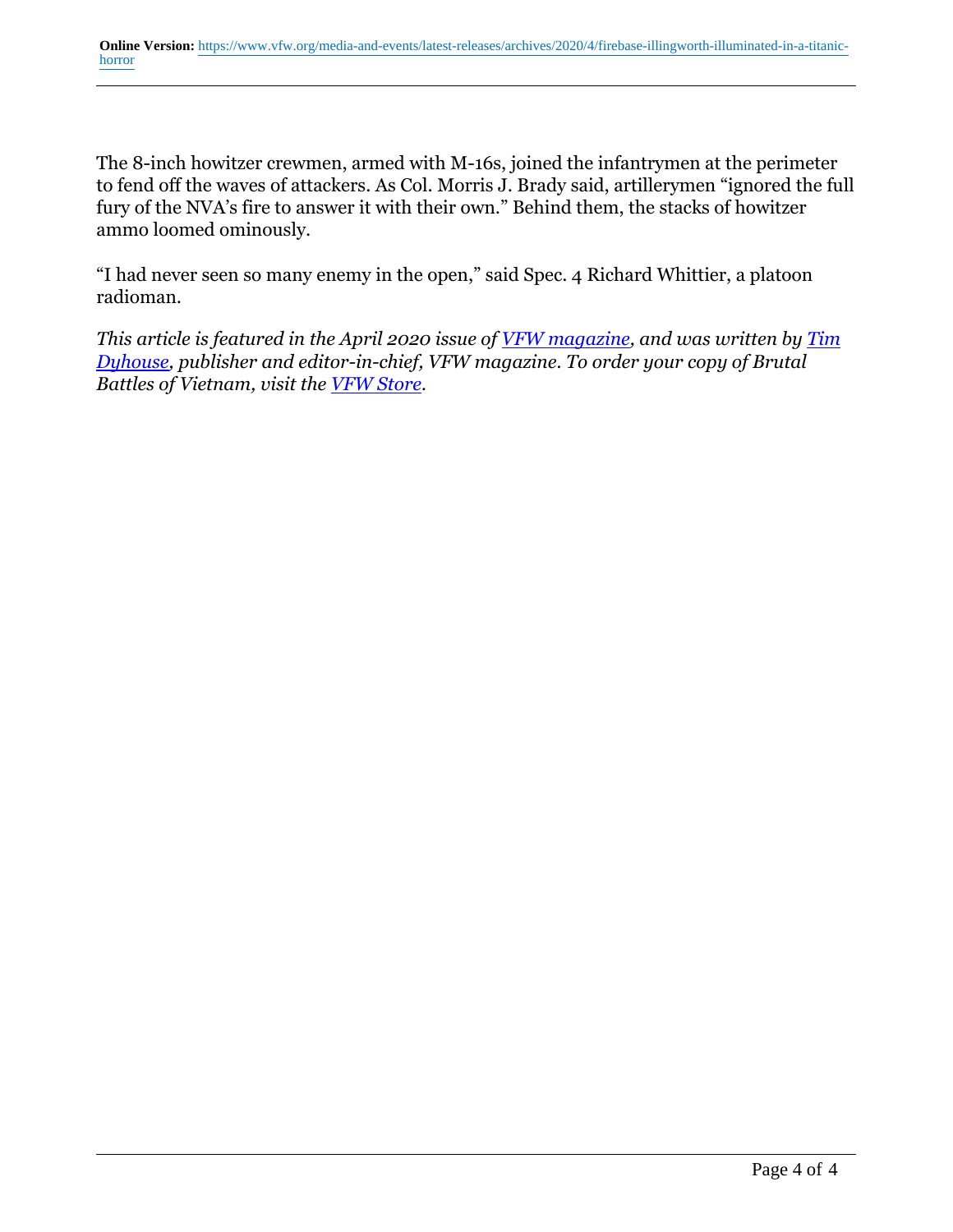The 8-inch howitzer crewmen, armed with M-16s, joined the infantrymen at the perimeter to fend off the waves of attackers. As Col. Morris J. Brady said, artillerymen "ignored the full fury of the NVA's fire to answer it with their own." Behind them, the stacks of howitzer ammo loomed ominously.

"I had never seen so many enemy in the open," said Spec. 4 Richard Whittier, a platoon radioman.

*This article is featured in the April 2020 issue of VFW magazine, and was written by Tim Dyhouse, publisher and editor-in-chief, VFW magazine. To order your copy of Brutal Battles of Vietnam, visit the VFW Store.*